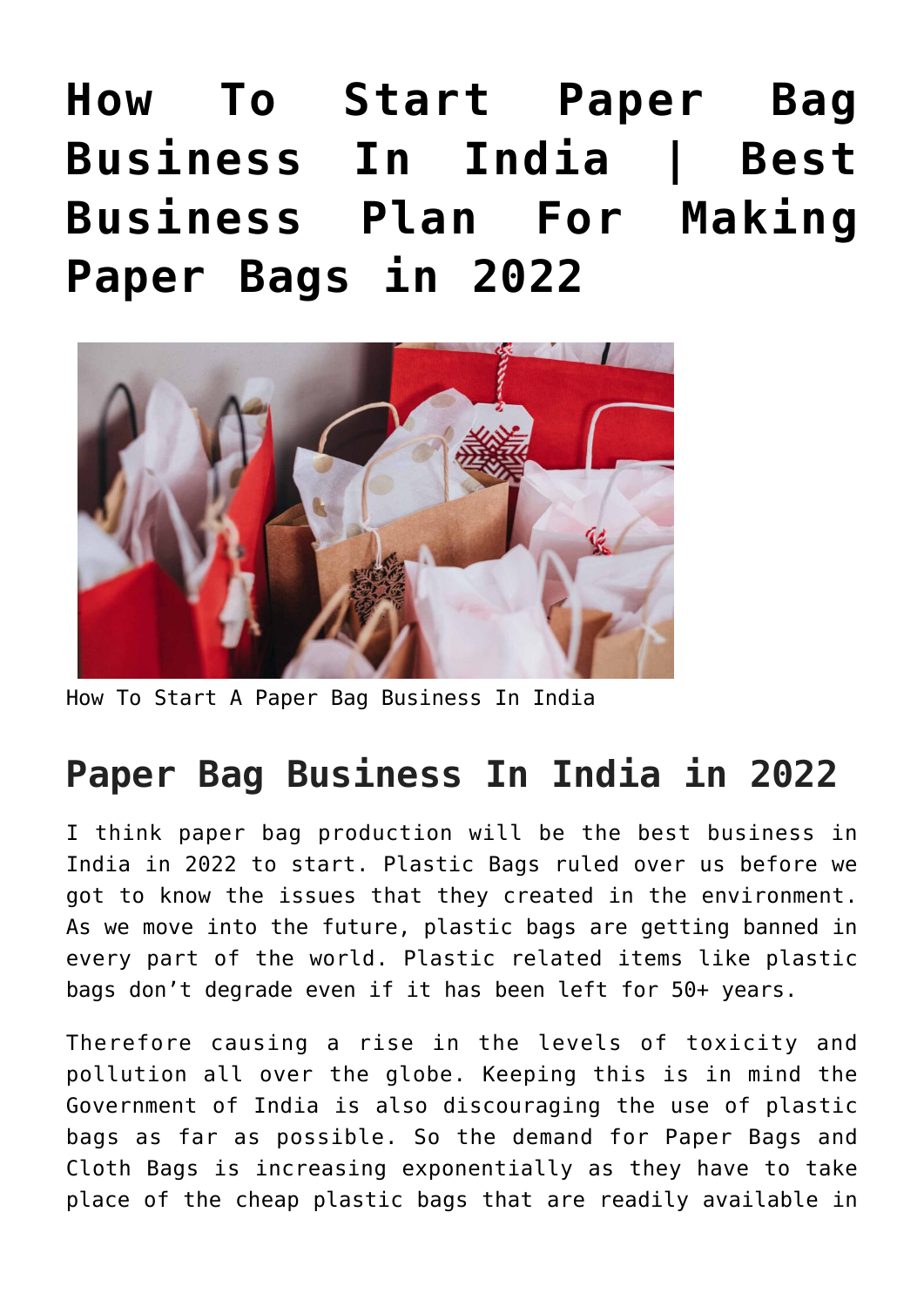# How To Start Paper Bag Business In India | Best Business Plan For Making Paper Bags in 2022

How To Start A Paper Bag Business In India

## Paper Bag Business In India in 2022

I think paper bag production will be the best business in India in 2022 to start. Plastic Bags ruled over us before we got to know the issues that they created in the environment. As we move into the future, plastic bags are getting banned in every part of the world. Plastic related items like plastic bags don't degrade even if it has been left for 50+ years.

Therefore causing a rise in the levels of toxicity and pollution all over the globe. Keeping this is in mind the Government of India is also discouraging the use of plastic bags as far as possible. So the demand for Paper Bags and Cloth Bags is increasing exponentially as they have to take place of the cheap plastic bags that are readily available in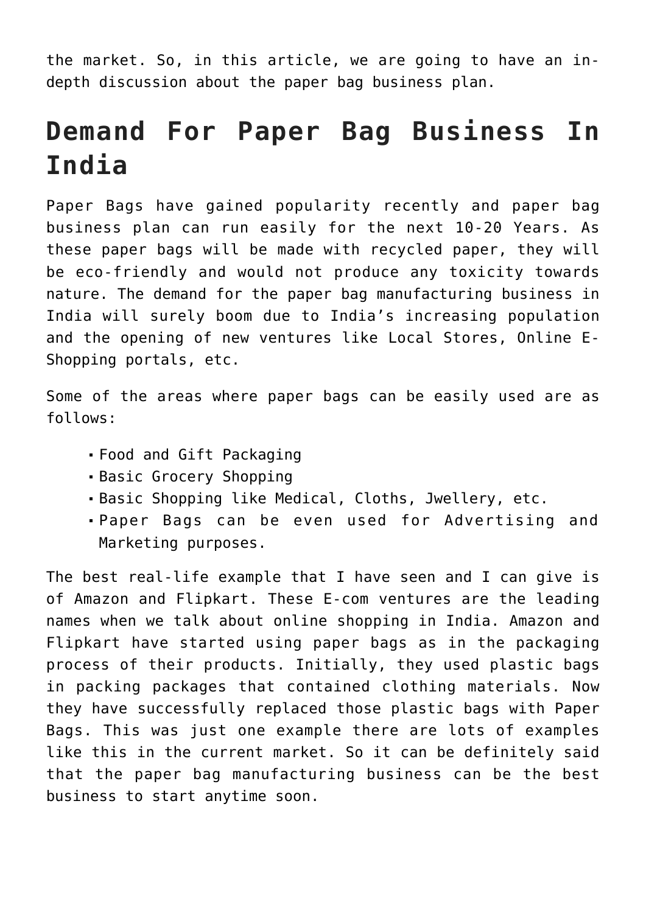the market. So, in this article, we are going to have an in-depth discussion about the paper bag business plan.

## Demand For Paper Bag Business In India

Paper Bags have gained popularity recently and paper bag business plan can run easily for the next 10-20 Years. As these paper bags will be made with recycled paper, they will be eco-friendly and would not produce any toxicity towards nature. The demand for the paper bag manufacturing business in India will surely boom due to India's increasing population and the opening of new ventures like Local Stores, Online E-Shopping portals, etc.

Some of the areas where paper bags can be easily used are as follows:

- Food and Gift Packaging
- Basic Grocery Shopping
- Basic Shopping like Medical, Cloths, Jwellery, etc.
- Paper Bags can be even used for Advertising and Marketing purposes.

The best real-life example that I have seen and I can give is of Amazon and Flipkart. These E-com ventures are the leading names when we talk about online shopping in India. Amazon and Flipkart have started using paper bags as in the packaging process of their products. Initially, they used plastic bags in packing packages that contained clothing materials. Now they have successfully replaced those plastic bags with Paper Bags. This was just one example there are lots of examples like this in the current market. So it can be definitely said that the paper bag manufacturing business can be the best business to start anytime soon.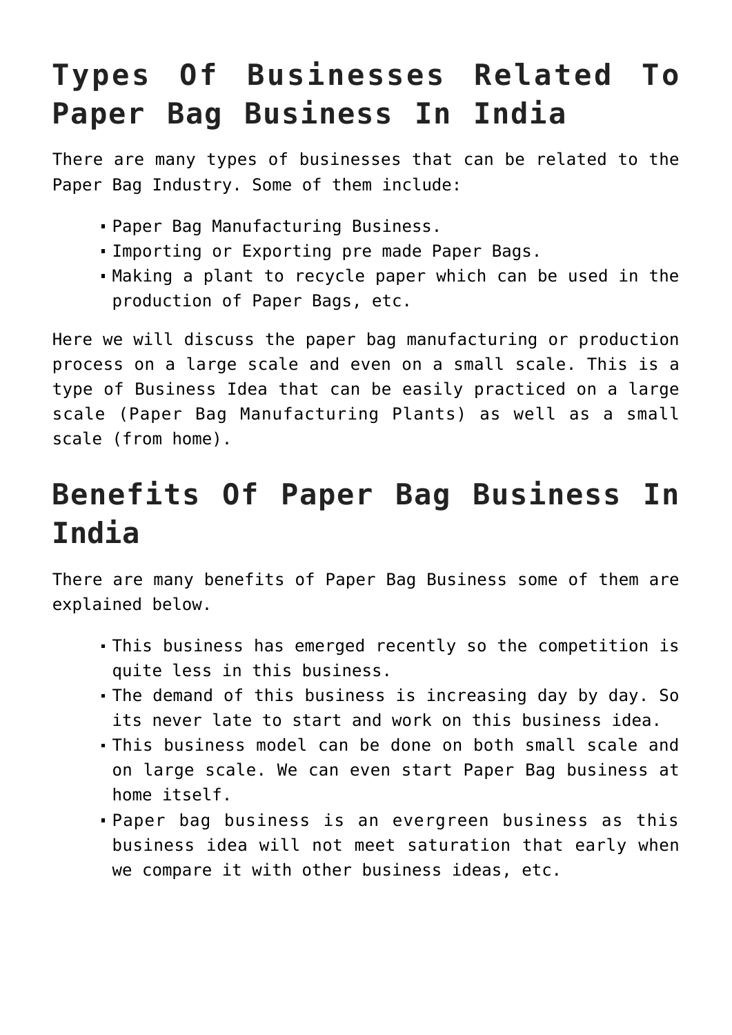# Types Of Businesses Related To Paper Bag Business In India

There are many types of businesses that can be related to the Paper Bag Industry. Some of them include:

- Paper Bag Manufacturing Business.
- Importing or Exporting pre made Paper Bags.
- Making a plant to recycle paper which can be used in the production of Paper Bags, etc.

Here we will discuss the paper bag manufacturing or production process on a large scale and even on a small scale. This is a type of Business Idea that can be easily practiced on a large scale (Paper Bag Manufacturing Plants) as well as a small scale (from home).

# Benefits Of Paper Bag Business In India

There are many benefits of Paper Bag Business some of them are explained below.

- This business has emerged recently so the competition is quite less in this business.
- The demand of this business is increasing day by day. So its never late to start and work on this business idea.
- This business model can be done on both small scale and on large scale. We can even start Paper Bag business at home itself.
- Paper bag business is an evergreen business as this business idea will not meet saturation that early when we compare it with other business ideas, etc.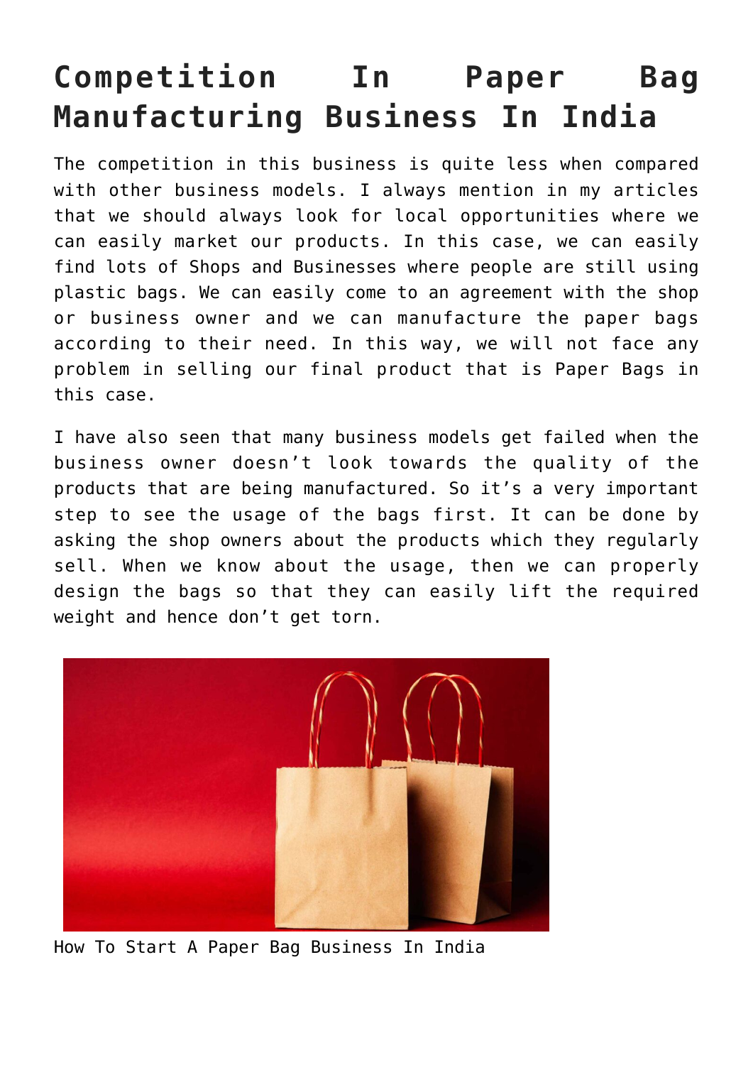# Competition In Paper Bag Manufacturing Business In India

The competition in this business is quite less when compared with other business models. I always mention in my articles that we should always look for local opportunities where we can easily market our products. In this case, we can easily find lots of Shops and Businesses where people are still using plastic bags. We can easily come to an agreement with the shop or business owner and we can manufacture the paper bags according to their need. In this way, we will not face any problem in selling our final product that is Paper Bags in this case.

I have also seen that many business models get failed when the business owner doesn't look towards the quality of the products that are being manufactured. So it's a very important step to see the usage of the bags first. It can be done by asking the shop owners about the products which they regularly sell. When we know about the usage, then we can properly design the bags so that they can easily lift the required weight and hence don't get torn.

How To Start A Paper Bag Business In India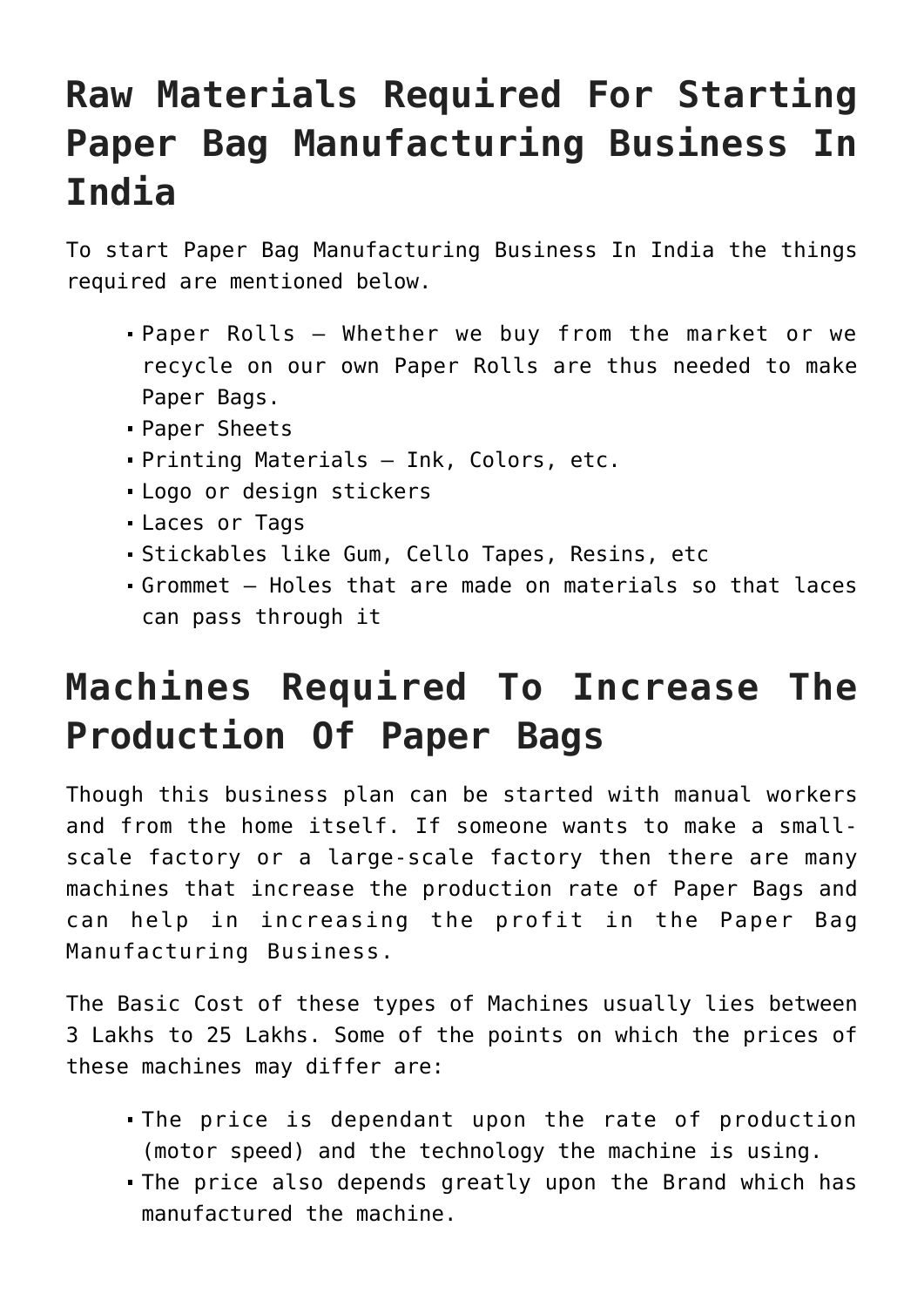## Raw Materials Required For Starting Paper Bag Manufacturing Business In India

To start Paper Bag Manufacturing Business In India the things required are mentioned below.

- Paper Rolls – Whether we buy from the market or we recycle on our own Paper Rolls are thus needed to make Paper Bags.
- Paper Sheets
- Printing Materials – Ink, Colors, etc.
- Logo or design stickers
- Laces or Tags
- Stickables like Gum, Cello Tapes, Resins, etc
- Grommet – Holes that are made on materials so that laces can pass through it

## Machines Required To Increase The Production Of Paper Bags

Though this business plan can be started with manual workers and from the home itself. If someone wants to make a small-scale factory or a large-scale factory then there are many machines that increase the production rate of Paper Bags and can help in increasing the profit in the Paper Bag Manufacturing Business.

The Basic Cost of these types of Machines usually lies between 3 Lakhs to 25 Lakhs. Some of the points on which the prices of these machines may differ are:

- The price is dependant upon the rate of production (motor speed) and the technology the machine is using.
- The price also depends greatly upon the Brand which has manufactured the machine.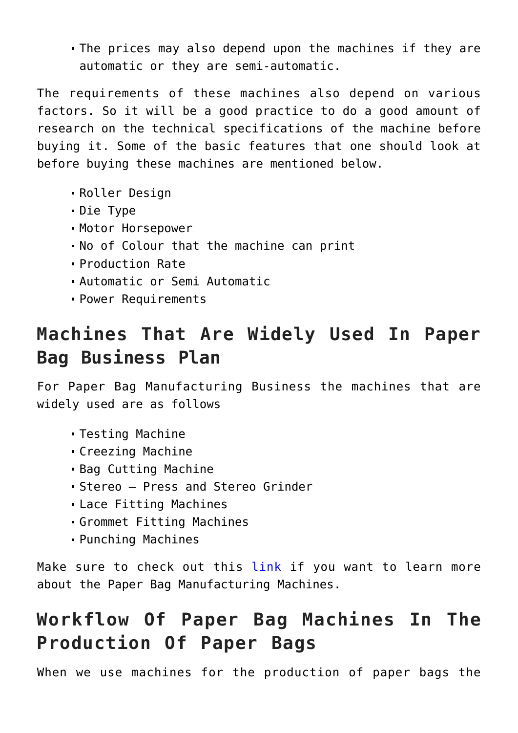- The prices may also depend upon the machines if they are automatic or they are semi-automatic.

The requirements of these machines also depend on various factors. So it will be a good practice to do a good amount of research on the technical specifications of the machine before buying it. Some of the basic features that one should look at before buying these machines are mentioned below.

- Roller Design
- Die Type
- Motor Horsepower
- No of Colour that the machine can print
- Production Rate
- Automatic or Semi Automatic
- Power Requirements

## Machines That Are Widely Used In Paper Bag Business Plan

For Paper Bag Manufacturing Business the machines that are widely used are as follows

- Testing Machine
- Creezing Machine
- Bag Cutting Machine
- Stereo – Press and Stereo Grinder
- Lace Fitting Machines
- Grommet Fitting Machines
- Punching Machines

Make sure to check out this link if you want to learn more about the Paper Bag Manufacturing Machines.

## Workflow Of Paper Bag Machines In The Production Of Paper Bags

When we use machines for the production of paper bags the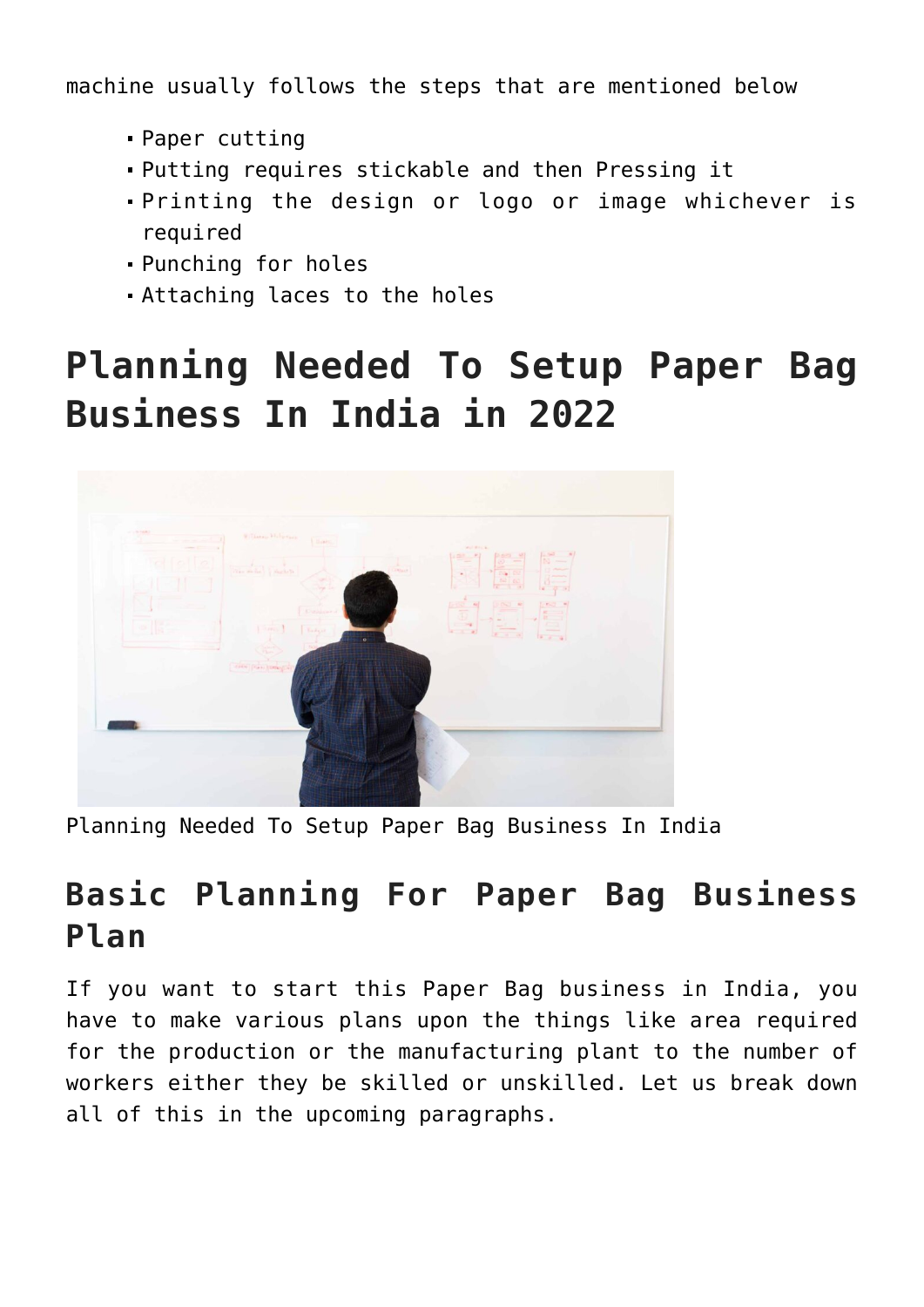machine usually follows the steps that are mentioned below

- Paper cutting
- Putting requires stickable and then Pressing it
- Printing the design or logo or image whichever is required
- Punching for holes
- Attaching laces to the holes

# Planning Needed To Setup Paper Bag Business In India in 2022

Planning Needed To Setup Paper Bag Business In India

## Basic Planning For Paper Bag Business Plan

If you want to start this Paper Bag business in India, you have to make various plans upon the things like area required for the production or the manufacturing plant to the number of workers either they be skilled or unskilled. Let us break down all of this in the upcoming paragraphs.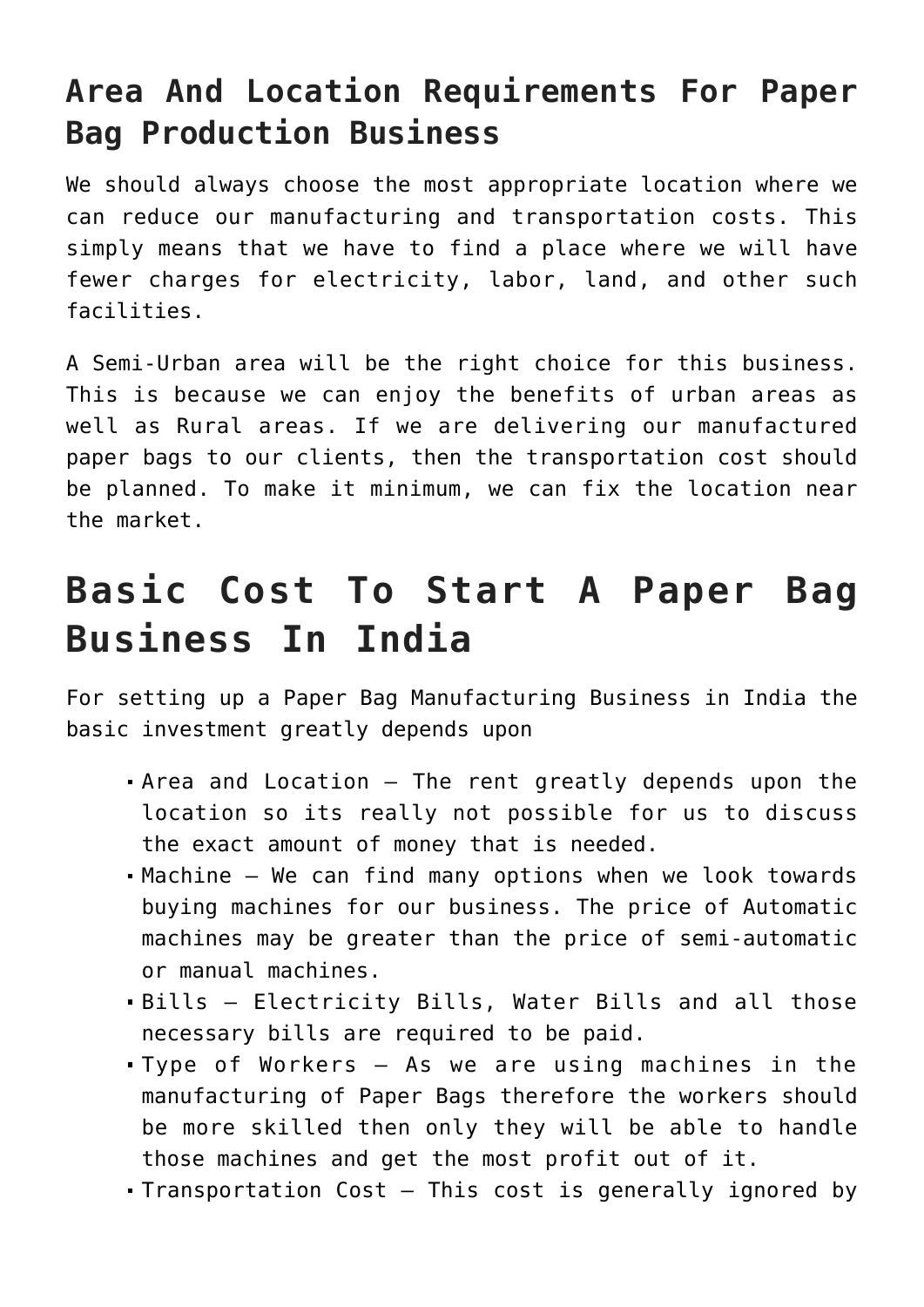### Area And Location Requirements For Paper Bag Production Business

We should always choose the most appropriate location where we can reduce our manufacturing and transportation costs. This simply means that we have to find a place where we will have fewer charges for electricity, labor, land, and other such facilities.

A Semi-Urban area will be the right choice for this business. This is because we can enjoy the benefits of urban areas as well as Rural areas. If we are delivering our manufactured paper bags to our clients, then the transportation cost should be planned. To make it minimum, we can fix the location near the market.

## Basic Cost To Start A Paper Bag Business In India

For setting up a Paper Bag Manufacturing Business in India the basic investment greatly depends upon

- Area and Location – The rent greatly depends upon the location so its really not possible for us to discuss the exact amount of money that is needed.
- Machine – We can find many options when we look towards buying machines for our business. The price of Automatic machines may be greater than the price of semi-automatic or manual machines.
- Bills – Electricity Bills, Water Bills and all those necessary bills are required to be paid.
- Type of Workers – As we are using machines in the manufacturing of Paper Bags therefore the workers should be more skilled then only they will be able to handle those machines and get the most profit out of it.
- Transportation Cost – This cost is generally ignored by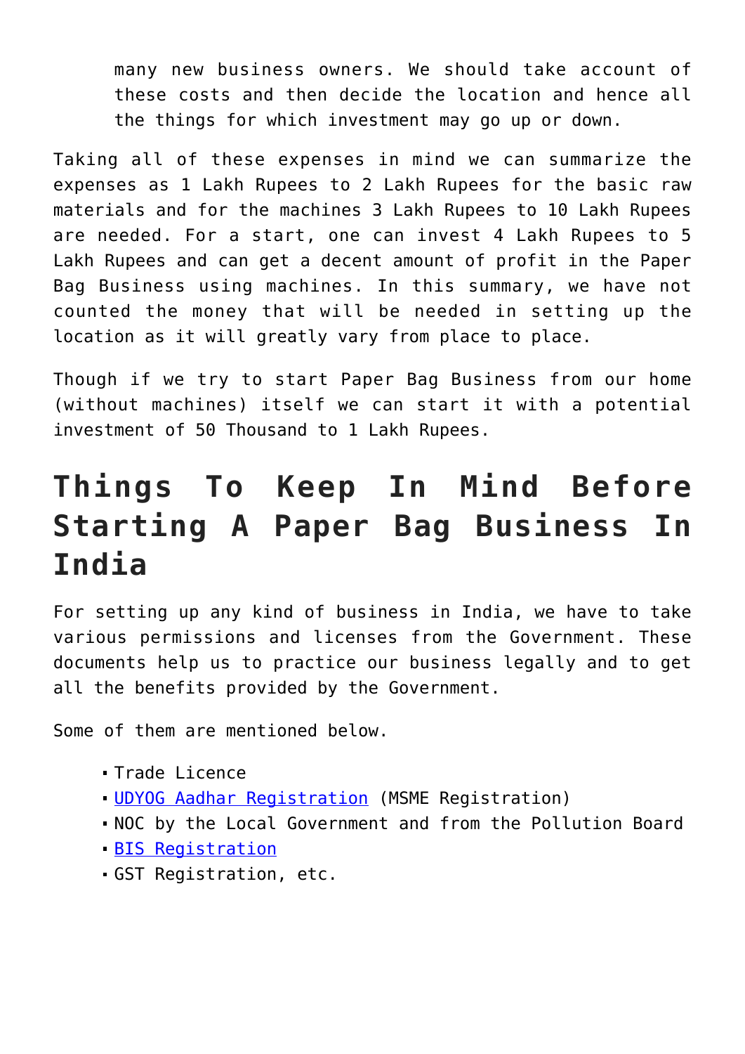many new business owners. We should take account of these costs and then decide the location and hence all the things for which investment may go up or down.

Taking all of these expenses in mind we can summarize the expenses as 1 Lakh Rupees to 2 Lakh Rupees for the basic raw materials and for the machines 3 Lakh Rupees to 10 Lakh Rupees are needed. For a start, one can invest 4 Lakh Rupees to 5 Lakh Rupees and can get a decent amount of profit in the Paper Bag Business using machines. In this summary, we have not counted the money that will be needed in setting up the location as it will greatly vary from place to place.

Though if we try to start Paper Bag Business from our home (without machines) itself we can start it with a potential investment of 50 Thousand to 1 Lakh Rupees.

## Things To Keep In Mind Before Starting A Paper Bag Business In India

For setting up any kind of business in India, we have to take various permissions and licenses from the Government. These documents help us to practice our business legally and to get all the benefits provided by the Government.

Some of them are mentioned below.

- Trade Licence
- UDYOG Aadhar Registration (MSME Registration)
- NOC by the Local Government and from the Pollution Board
- BIS Registration
- GST Registration, etc.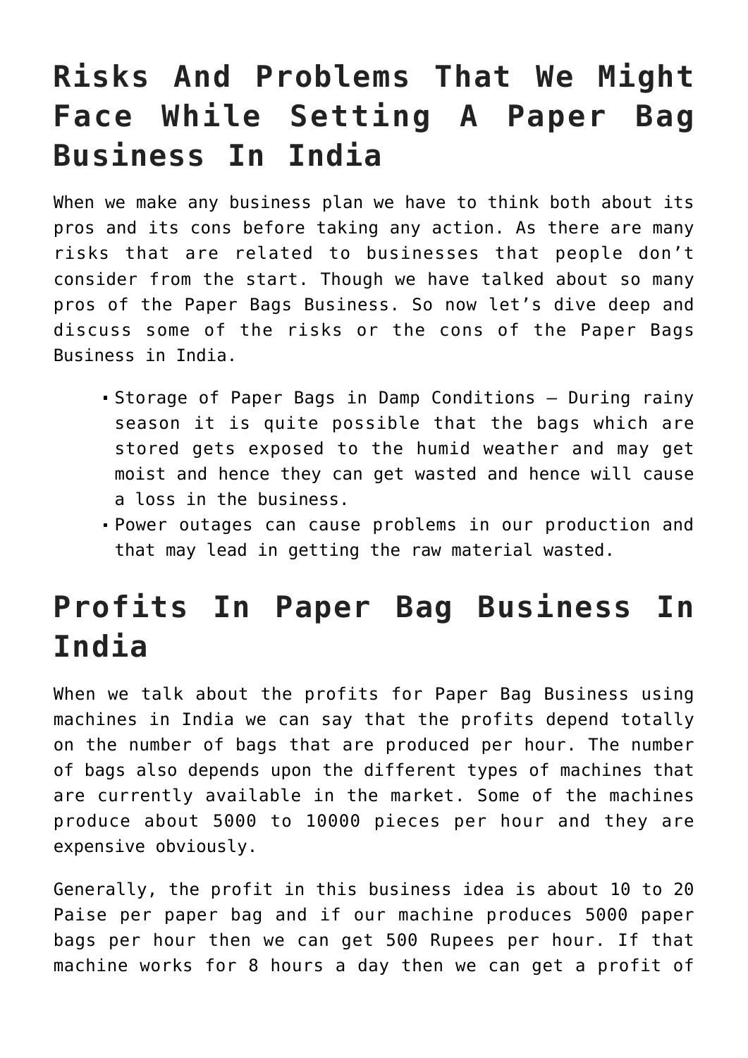## Risks And Problems That We Might Face While Setting A Paper Bag Business In India

When we make any business plan we have to think both about its pros and its cons before taking any action. As there are many risks that are related to businesses that people don't consider from the start. Though we have talked about so many pros of the Paper Bags Business. So now let's dive deep and discuss some of the risks or the cons of the Paper Bags Business in India.

- Storage of Paper Bags in Damp Conditions – During rainy season it is quite possible that the bags which are stored gets exposed to the humid weather and may get moist and hence they can get wasted and hence will cause a loss in the business.
- Power outages can cause problems in our production and that may lead in getting the raw material wasted.

## Profits In Paper Bag Business In India

When we talk about the profits for Paper Bag Business using machines in India we can say that the profits depend totally on the number of bags that are produced per hour. The number of bags also depends upon the different types of machines that are currently available in the market. Some of the machines produce about 5000 to 10000 pieces per hour and they are expensive obviously.

Generally, the profit in this business idea is about 10 to 20 Paise per paper bag and if our machine produces 5000 paper bags per hour then we can get 500 Rupees per hour. If that machine works for 8 hours a day then we can get a profit of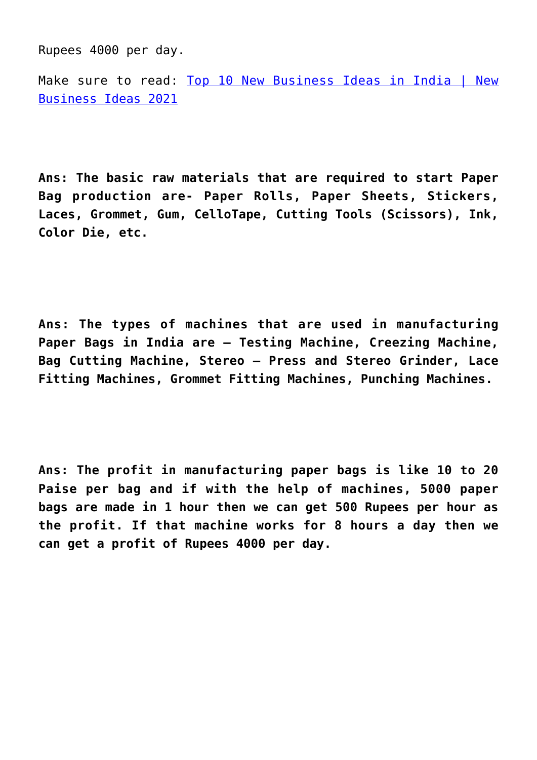Rupees 4000 per day.

Make sure to read: [Top 10 New Business Ideas in India | New Business Ideas 2021]()

**Ans: The basic raw materials that are required to start Paper Bag production are- Paper Rolls, Paper Sheets, Stickers, Laces, Grommet, Gum, CelloTape, Cutting Tools (Scissors), Ink, Color Die, etc.**

**Ans: The types of machines that are used in manufacturing Paper Bags in India are – Testing Machine, Creezing Machine, Bag Cutting Machine, Stereo – Press and Stereo Grinder, Lace Fitting Machines, Grommet Fitting Machines, Punching Machines.**

**Ans: The profit in manufacturing paper bags is like 10 to 20 Paise per bag and if with the help of machines, 5000 paper bags are made in 1 hour then we can get 500 Rupees per hour as the profit. If that machine works for 8 hours a day then we can get a profit of Rupees 4000 per day.**